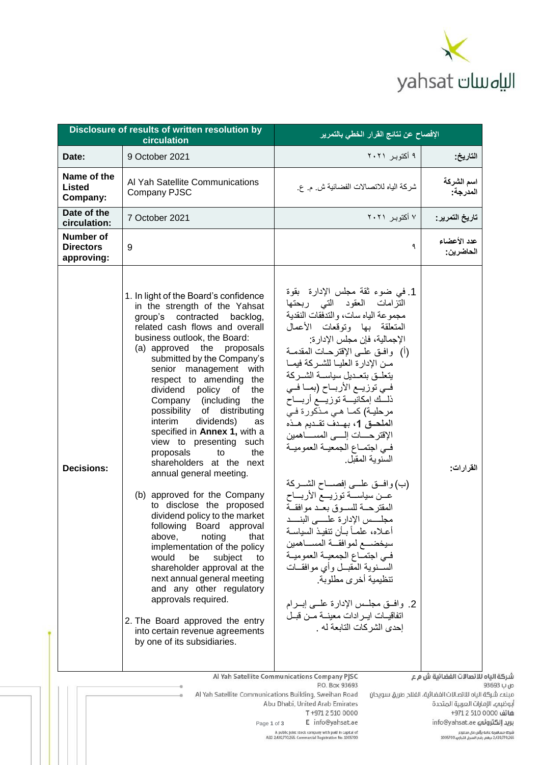yahsat الياه سات

| Disclosure of results of written resolution by circulation | | الإفصاح عن نتائج القرار الخطي بالتمرير | |
|---|---|---|---|
| **Date:** | 9 October 2021 | ٩ أكتوبر ٢٠٢١ | **التاريخ:** |
| **Name of the Listed Company:** | Al Yah Satellite Communications Company PJSC | شركة الياه للاتصالات الفضائية ش. م. ع. | **اسم الشركة المدرجة:** |
| **Date of the circulation:** | 7 October 2021 | ٧ أكتوبر ٢٠٢١ | **تاريخ التمرير:** |
| **Number of Directors approving:** | 9 | ٩ | **عدد الأعضاء الحاضرين:** |
| **Decisions:** | 1. In light of the Board's confidence in the strength of the Yahsat group's contracted backlog, related cash flows and overall business outlook, the Board:<br>(a) approved the proposals submitted by the Company's senior management with respect to amending the dividend policy of the Company (including the possibility of distributing interim dividends) as specified in **Annex 1,** with a view to presenting such proposals to the shareholders at the next annual general meeting.<br><br>(b) approved for the Company to disclose the proposed dividend policy to the market following Board approval above, noting that implementation of the policy would be subject to shareholder approval at the next annual general meeting and any other regulatory approvals required.<br><br>2. The Board approved the entry into certain revenue agreements by one of its subsidiaries. | 1. في ضوء ثقة مجلس الإدارة بقوة التزامات العقود التي ربحتها مجموعة الياه سات، والتدفقات النقدية المتعلقة بها وتوقعات الأعمال الإجمالية، فإن مجلس الإدارة:<br>(أ) وافق على الإقترحات المقدمة من الإدارة العليا للشركة فيما يتعلق بتعديل سياسة الشركة في توزيع الأرباح (بما في ذلك إمكانية توزيع أرباح مرحلية) كما هي مذكورة في **الملحق 1**، بهدف تقديم هذه الإقترحات إلى المساهمين في اجتماع الجمعية العمومية السنوية المقبل.<br><br>(ب) وافق على إفصاح الشركة عن سياسة توزيع الأرباح المقترحة للسوق بعد موافقة مجلس الإدارة على البند أعلاه، علماً بأن تنفيذ السياسة سيخضع لموافقة المساهمين في اجتماع الجمعية العمومية السنوية المقبل وأي موافقات تنظيمية أخرى مطلوبة.<br><br>2. وافق مجلس الإدارة على إبرام اتفاقيات إيرادات معينة من قبل إحدى الشركات التابعة له. | **القرارات:** |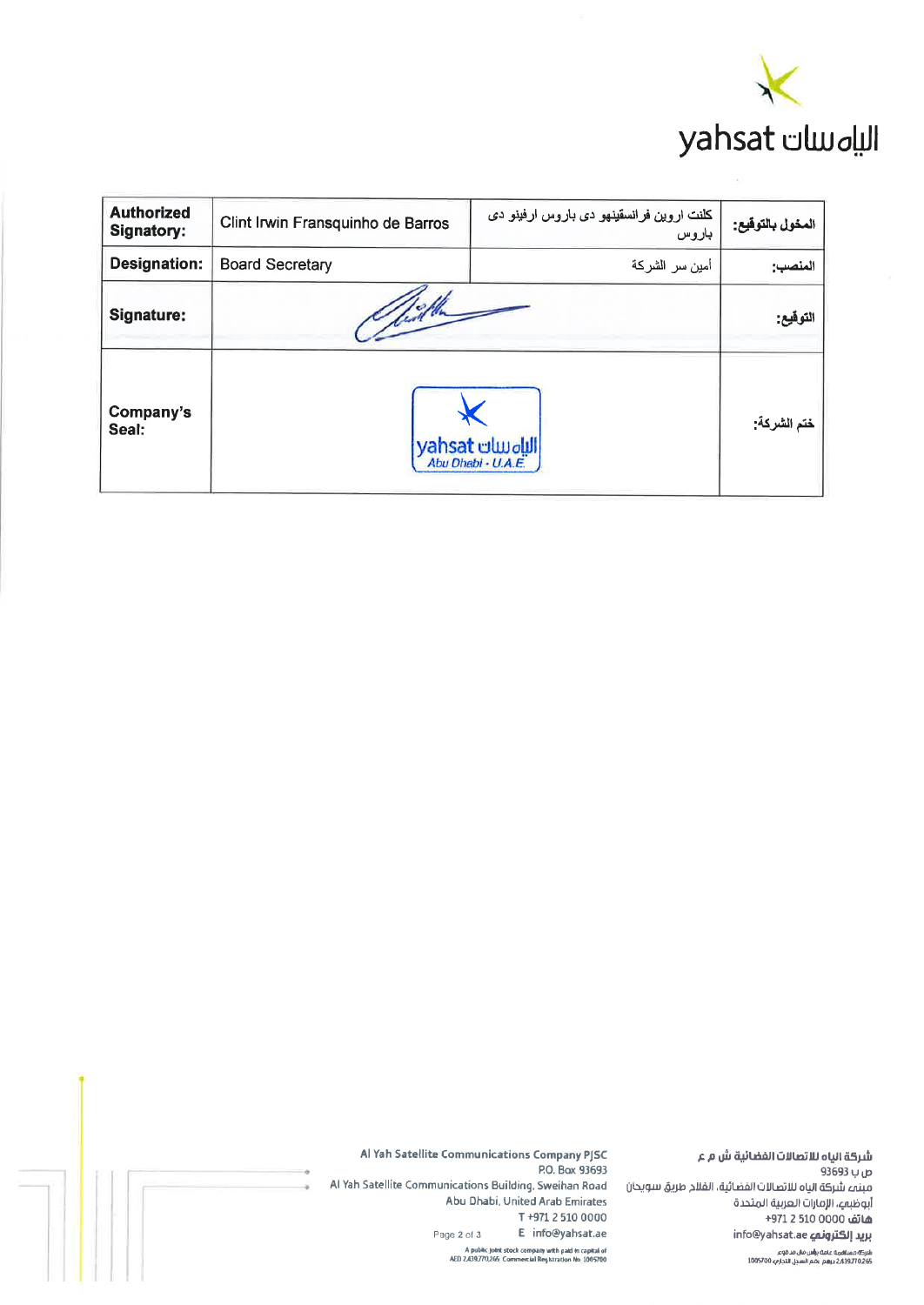| Authorized Signatory: | Clint Irwin Fransquinho de Barros | كلنت اروين فرانسقينهو دي باروس ارفينو دي باروس | المخول بالتوقيع: |
|---|---|---|---|
| Designation: | Board Secretary | أمين سر الشركة | المنصب: |
| Signature: | | | التوقيع: |
| Company's Seal: | yahsat الياه سات Abu Dhabi - U.A.E. | | ختم الشركة: |

Al Yah Satellite Communications Company PJSC
P.O. Box 93693
Al Yah Satellite Communications Building, Sweihan Road
Abu Dhabi, United Arab Emirates
T +971 2 510 0000
E info@yahsat.ae
A public joint stock company with paid in capital of AED 2,439,770,265 Commercial Registration No. 1005700

شركة الياه للاتصالات الفضائية ش م ع
ص ب 93693
مبنى شركة الياه للاتصالات الفضائية، الفلاح طريق سويحان
أبوظبي، الإمارات العربية المتحدة
هاتف 0000 510 2 971+
بريد إلكتروني info@yahsat.ae
شركة مساهمة عامة برأس مال مدفوع 2,439,770,265 درهم رقم السجل التجاري 1005700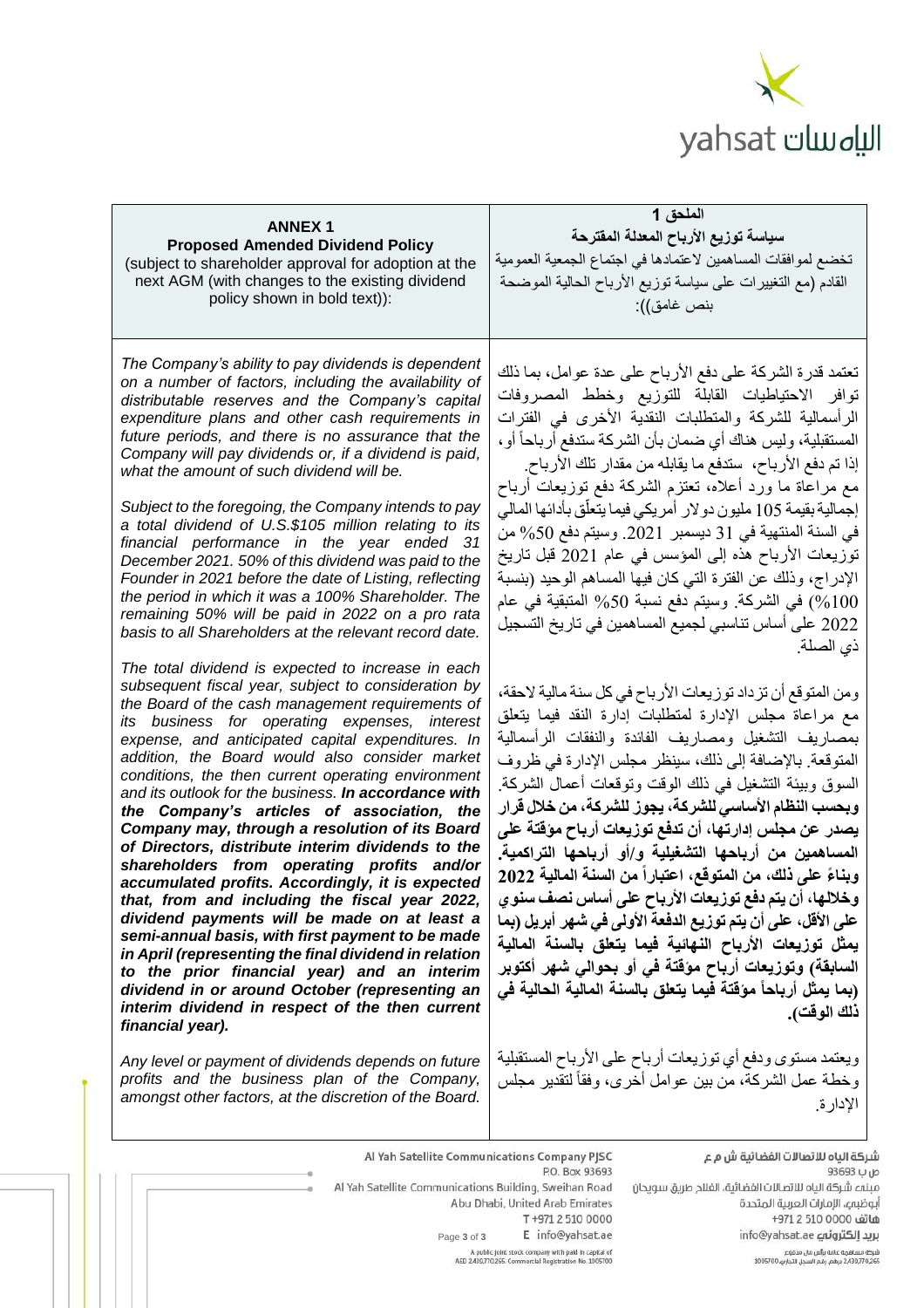| ANNEX 1<br>**Proposed Amended Dividend Policy**<br>(subject to shareholder approval for adoption at the next AGM (with changes to the existing dividend policy shown in bold text)): | **الملحق 1**<br>**سياسة توزيع الأرباح المعدلة المقترحة**<br>تخضع لموافقات المساهمين لاعتمادها في اجتماع الجمعية العمومية القادم (مع التغييرات على سياسة توزيع الأرباح الحالية الموضحة بنص غامق)): |
|---|---|
| *The Company's ability to pay dividends is dependent on a number of factors, including the availability of distributable reserves and the Company's capital expenditure plans and other cash requirements in future periods, and there is no assurance that the Company will pay dividends or, if a dividend is paid, what the amount of such dividend will be.*<br><br>*Subject to the foregoing, the Company intends to pay a total dividend of U.S.$105 million relating to its financial performance in the year ended 31 December 2021. 50% of this dividend was paid to the Founder in 2021 before the date of Listing, reflecting the period in which it was a 100% Shareholder. The remaining 50% will be paid in 2022 on a pro rata basis to all Shareholders at the relevant record date.*<br><br>*The total dividend is expected to increase in each subsequent fiscal year, subject to consideration by the Board of the cash management requirements of its business for operating expenses, interest expense, and anticipated capital expenditures. In addition, the Board would also consider market conditions, the then current operating environment and its outlook for the business.* ***In accordance with the Company's articles of association, the Company may, through a resolution of its Board of Directors, distribute interim dividends to the shareholders from operating profits and/or accumulated profits. Accordingly, it is expected that, from and including the fiscal year 2022, dividend payments will be made on at least a semi-annual basis, with first payment to be made in April (representing the final dividend in relation to the prior financial year) and an interim dividend in or around October (representing an interim dividend in respect of the then current financial year).***<br><br>*Any level or payment of dividends depends on future profits and the business plan of the Company, amongst other factors, at the discretion of the Board.* | تعتمد قدرة الشركة على دفع الأرباح على عدة عوامل، بما ذلك توافر الاحتياطيات القابلة للتوزيع وخطط المصروفات الرأسمالية للشركة والمتطلبات النقدية الأخرى في الفترات المستقبلية، وليس هناك أي ضمان بأن الشركة ستدفع أرباحاً أو، إذا تم دفع الأرباح، ستدفع ما يقابله من مقدار تلك الأرباح.<br>مع مراعاة ما ورد أعلاه، تعتزم الشركة دفع توزيعات أرباح إجمالية بقيمة 105 مليون دولار أمريكي فيما يتعلّق بأدائها المالي في السنة المنتهية في 31 ديسمبر 2021. وسيتم دفع 50% من توزيعات الأرباح هذه إلى المؤسس في عام 2021 قبل تاريخ الإدراج، وذلك عن الفترة التي كان فيها المساهم الوحيد (بنسبة 100%) في الشركة. وسيتم دفع نسبة 50% المتبقية في عام 2022 على أساس تناسبي لجميع المساهمين في تاريخ التسجيل ذي الصلة.<br><br>ومن المتوقع أن تزداد توزيعات الأرباح في كل سنة مالية لاحقة، مع مراعاة مجلس الإدارة لمتطلبات إدارة النقد فيما يتعلق بمصاريف التشغيل ومصاريف الفائدة والنفقات الرأسمالية المتوقعة. بالإضافة إلى ذلك، سينظر مجلس الإدارة في ظروف السوق وبيئة التشغيل في ذلك الوقت وتوقعات أعمال الشركة. **وبحسب النظام الأساسي للشركة، يجوز للشركة، من خلال قرار يصدر عن مجلس إدارتها، أن تدفع توزيعات أرباح مؤقتة على المساهمين من أرباحها التشغيلية و/أو أرباحها التراكمية. وبناءً على ذلك، من المتوقع، اعتباراً من السنة المالية 2022 وخلالها، أن يتم دفع توزيعات الأرباح على أساس نصف سنوي على الأقل، على أن يتم توزيع الدفعة الأولى في شهر أبريل (بما يمثل توزيعات الأرباح النهائية فيما يتعلق بالسنة المالية السابقة) وتوزيعات أرباح مؤقتة في أو بحوالي شهر أكتوبر (بما يمثل أرباحاً مؤقتة فيما يتعلق بالسنة المالية الحالية في ذلك الوقت).**<br><br>ويعتمد مستوى ودفع أي توزيعات أرباح على الأرباح المستقبلية وخطة عمل الشركة، من بين عوامل أخرى، وفقاً لتقدير مجلس الإدارة. |